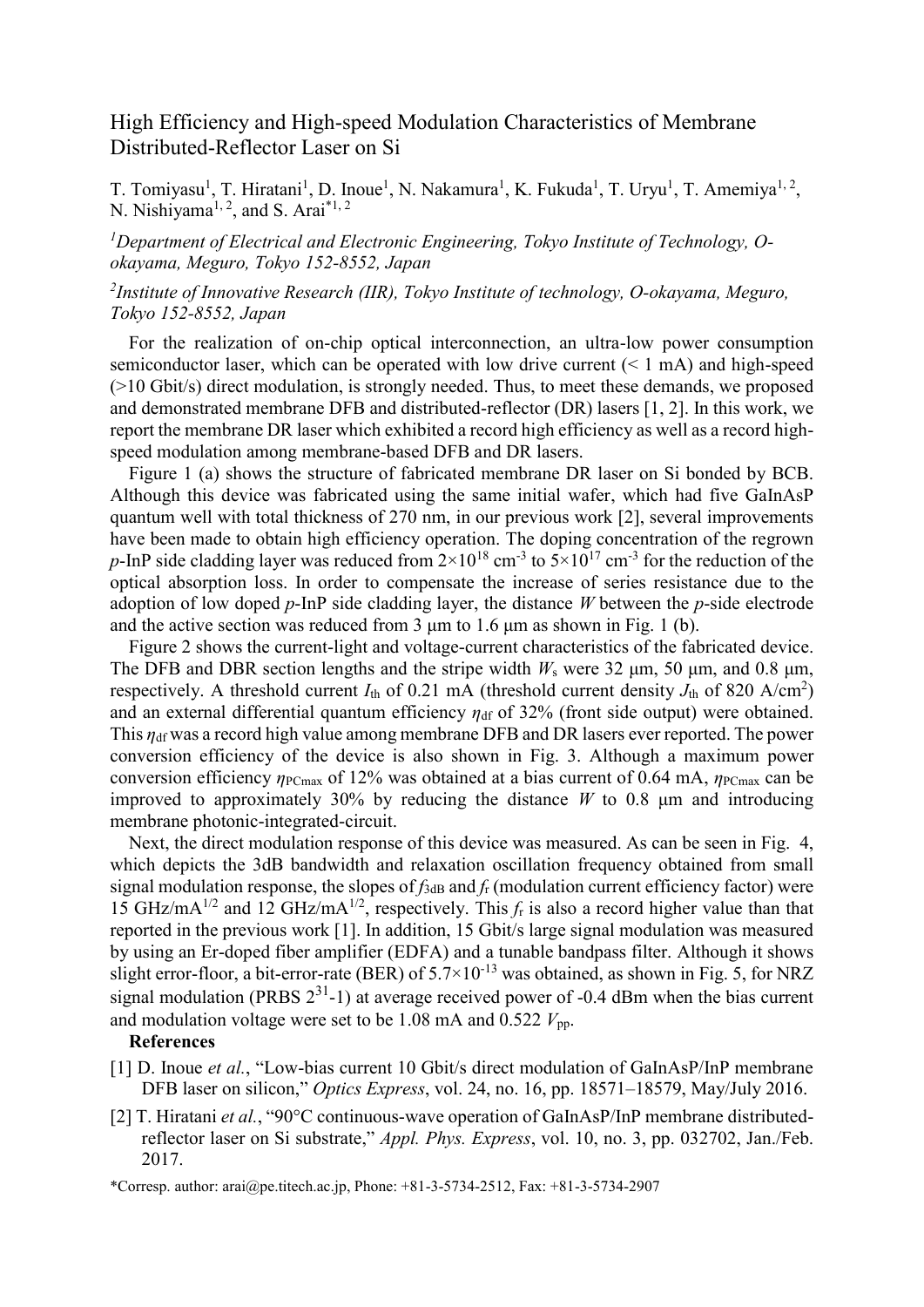# High Efficiency and High-speed Modulation Characteristics of Membrane Distributed-Reflector Laser on Si

T. Tomiyasu[1], T. Hiratani[1], D. Inoue[1], N. Nakamura[1], K. Fukuda[1], T. Uryu[1], T. Amemiya[1, 2], N. Nishiyama[1, 2], and S. Arai*[1, 2]

[1]*Department of Electrical and Electronic Engineering, Tokyo Institute of Technology, O-okayama, Meguro, Tokyo 152-8552, Japan*

[2]*Institute of Innovative Research (IIR), Tokyo Institute of technology, O-okayama, Meguro, Tokyo 152-8552, Japan*

For the realization of on-chip optical interconnection, an ultra-low power consumption semiconductor laser, which can be operated with low drive current (< 1 mA) and high-speed (>10 Gbit/s) direct modulation, is strongly needed. Thus, to meet these demands, we proposed and demonstrated membrane DFB and distributed-reflector (DR) lasers [1, 2]. In this work, we report the membrane DR laser which exhibited a record high efficiency as well as a record high-speed modulation among membrane-based DFB and DR lasers.

Figure 1 (a) shows the structure of fabricated membrane DR laser on Si bonded by BCB. Although this device was fabricated using the same initial wafer, which had five GaInAsP quantum well with total thickness of 270 nm, in our previous work [2], several improvements have been made to obtain high efficiency operation. The doping concentration of the regrown *p*-InP side cladding layer was reduced from $2\times10^{18}$ cm$^{-3}$ to $5\times10^{17}$ cm$^{-3}$ for the reduction of the optical absorption loss. In order to compensate the increase of series resistance due to the adoption of low doped *p*-InP side cladding layer, the distance $W$ between the *p*-side electrode and the active section was reduced from 3 μm to 1.6 μm as shown in Fig. 1 (b).

Figure 2 shows the current-light and voltage-current characteristics of the fabricated device. The DFB and DBR section lengths and the stripe width $W_s$ were 32 μm, 50 μm, and 0.8 μm, respectively. A threshold current $I_{th}$ of 0.21 mA (threshold current density $J_{th}$ of 820 A/cm$^2$) and an external differential quantum efficiency $\eta_{df}$ of 32% (front side output) were obtained. This $\eta_{df}$ was a record high value among membrane DFB and DR lasers ever reported. The power conversion efficiency of the device is also shown in Fig. 3. Although a maximum power conversion efficiency $\eta_{PCmax}$ of 12% was obtained at a bias current of 0.64 mA, $\eta_{PCmax}$ can be improved to approximately 30% by reducing the distance $W$ to 0.8 μm and introducing membrane photonic-integrated-circuit.

Next, the direct modulation response of this device was measured. As can be seen in Fig. 4, which depicts the 3dB bandwidth and relaxation oscillation frequency obtained from small signal modulation response, the slopes of $f_{3dB}$ and $f_r$ (modulation current efficiency factor) were 15 GHz/mA$^{1/2}$ and 12 GHz/mA$^{1/2}$, respectively. This $f_r$ is also a record higher value than that reported in the previous work [1]. In addition, 15 Gbit/s large signal modulation was measured by using an Er-doped fiber amplifier (EDFA) and a tunable bandpass filter. Although it shows slight error-floor, a bit-error-rate (BER) of $5.7\times10^{-13}$ was obtained, as shown in Fig. 5, for NRZ signal modulation (PRBS $2^{31}$-1) at average received power of -0.4 dBm when the bias current and modulation voltage were set to be 1.08 mA and 0.522 $V_{pp}$.

**References**

[1] D. Inoue *et al.*, "Low-bias current 10 Gbit/s direct modulation of GaInAsP/InP membrane DFB laser on silicon," *Optics Express*, vol. 24, no. 16, pp. 18571–18579, May/July 2016.

[2] T. Hiratani *et al.*, "90°C continuous-wave operation of GaInAsP/InP membrane distributed-reflector laser on Si substrate," *Appl. Phys. Express*, vol. 10, no. 3, pp. 032702, Jan./Feb. 2017.

*Corresp. author: arai@pe.titech.ac.jp, Phone: +81-3-5734-2512, Fax: +81-3-5734-2907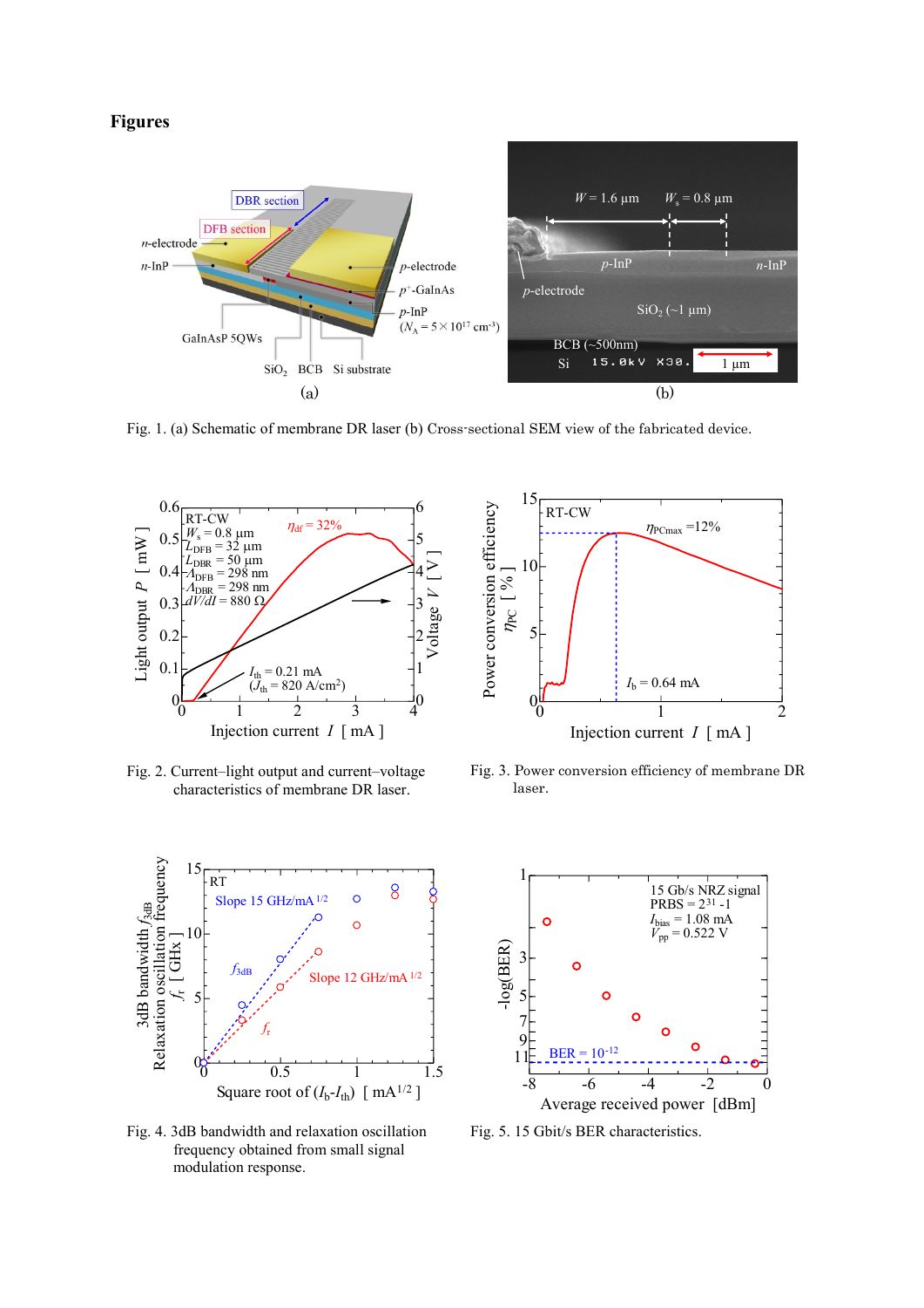## Figures

DBR section

DFB section

$n$-electrode

$n$-InP

$p$-electrode

$p^+$-GaInAs

$p$-InP

($N_A = 5\times10^{17}$ cm$^{-3}$)

GaInAsP 5QWs

$SiO_2$ BCB Si substrate

(a)

$W = 1.6$ μm $W_s = 0.8$ μm

$p$-InP $n$-InP

$p$-electrode

$SiO_2$ (~1 μm)

BCB (~500nm)

Si 15.0kV X30. 1 μm

(b)

Fig. 1. (a) Schematic of membrane DR laser (b) Cross-sectional SEM view of the fabricated device.

RT-CW

$W_s = 0.8$ μm

$L_{DFB} = 32$ μm

$L_{DBR} = 50$ μm

$\Lambda_{DFB} = 298$ nm

$\Lambda_{DBR} = 298$ nm

$dV/dI = 880$ Ω

$\eta_{df} = 32\%$

$I_{th} = 0.21$ mA

($J_{th} = 820$ A/cm$^2$)

Light output $P$ [ mW ]

Voltage $V$ [ V ]

Injection current $I$ [ mA ]

Fig. 2. Current–light output and current–voltage characteristics of membrane DR laser.

RT-CW

$\eta_{PCmax} = 12\%$

$I_b = 0.64$ mA

Power conversion efficiency $\eta_{PC}$ [ % ]

Injection current $I$ [ mA ]

Fig. 3. Power conversion efficiency of membrane DR laser.

RT

Slope 15 GHz/mA $^{1/2}$

Slope 12 GHz/mA $^{1/2}$

$f_{3dB}$

$f_r$

3dB bandwidth $f_{3dB}$

Relaxation oscillation frequency $f_r$ [ GHz ]

Square root of $(I_b\text{-}I_{th})$ [ mA$^{1/2}$ ]

Fig. 4. 3dB bandwidth and relaxation oscillation frequency obtained from small signal modulation response.

15 Gb/s NRZ signal

PRBS = $2^{31}$ -1

$I_{bias} = 1.08$ mA

$V_{pp} = 0.522$ V

BER = $10^{-12}$

-log(BER)

Average received power [dBm]

Fig. 5. 15 Gbit/s BER characteristics.